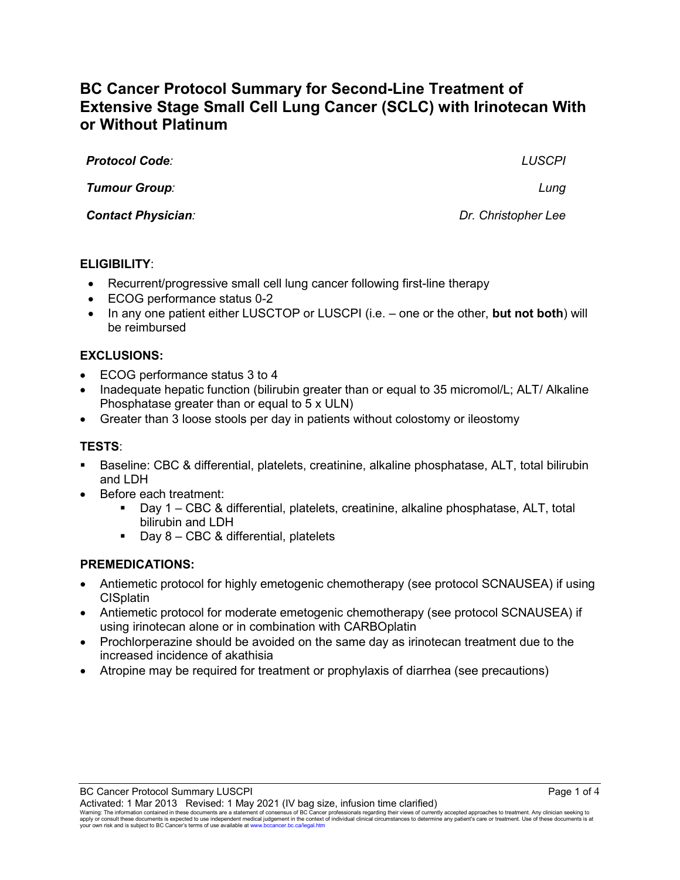# BC Cancer Protocol Summary for Second-Line Treatment of Extensive Stage Small Cell Lung Cancer (SCLC) with Irinotecan With or Without Platinum

| | |
|---|---|
| ***Protocol Code:*** | *LUSCPI* |
| ***Tumour Group:*** | *Lung* |
| ***Contact Physician:*** | *Dr. Christopher Lee* |

## ELIGIBILITY:

- Recurrent/progressive small cell lung cancer following first-line therapy
- ECOG performance status 0-2
- In any one patient either LUSCTOP or LUSCPI (i.e. – one or the other, **but not both**) will be reimbursed

## EXCLUSIONS:

- ECOG performance status 3 to 4
- Inadequate hepatic function (bilirubin greater than or equal to 35 micromol/L; ALT/ Alkaline Phosphatase greater than or equal to 5 x ULN)
- Greater than 3 loose stools per day in patients without colostomy or ileostomy

## TESTS:

- Baseline: CBC & differential, platelets, creatinine, alkaline phosphatase, ALT, total bilirubin and LDH
- Before each treatment:
  - Day 1 – CBC & differential, platelets, creatinine, alkaline phosphatase, ALT, total bilirubin and LDH
  - Day 8 – CBC & differential, platelets

## PREMEDICATIONS:

- Antiemetic protocol for highly emetogenic chemotherapy (see protocol SCNAUSEA) if using CISplatin
- Antiemetic protocol for moderate emetogenic chemotherapy (see protocol SCNAUSEA) if using irinotecan alone or in combination with CARBOplatin
- Prochlorperazine should be avoided on the same day as irinotecan treatment due to the increased incidence of akathisia
- Atropine may be required for treatment or prophylaxis of diarrhea (see precautions)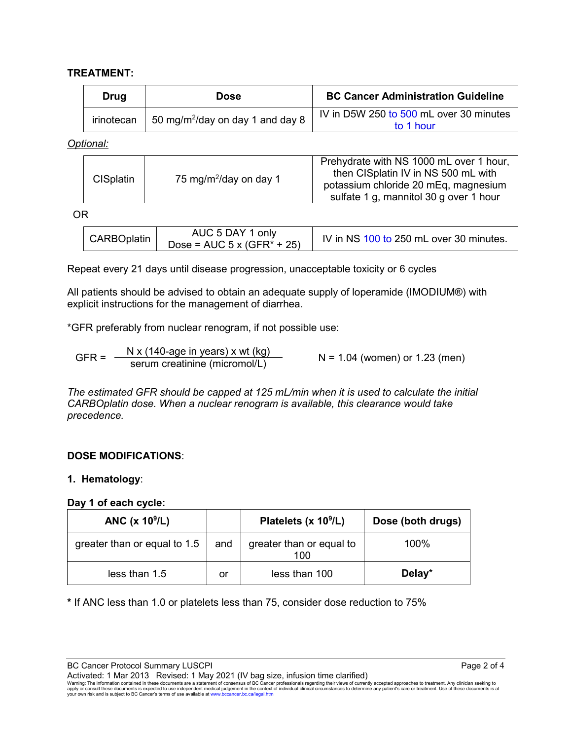**TREATMENT:**

| Drug | Dose | BC Cancer Administration Guideline |
|---|---|---|
| irinotecan | 50 mg/m$^2$/day on day 1 and day 8 | IV in D5W 250 to 500 mL over 30 minutes to 1 hour |

*Optional:*

| | | |
|---|---|---|
| CISplatin | 75 mg/m$^2$/day on day 1 | Prehydrate with NS 1000 mL over 1 hour, then CISplatin IV in NS 500 mL with potassium chloride 20 mEq, magnesium sulfate 1 g, mannitol 30 g over 1 hour |

OR

| | | |
|---|---|---|
| CARBOplatin | AUC 5 DAY 1 only<br>Dose = AUC 5 x (GFR* + 25) | IV in NS 100 to 250 mL over 30 minutes. |

Repeat every 21 days until disease progression, unacceptable toxicity or 6 cycles

All patients should be advised to obtain an adequate supply of loperamide (IMODIUM®) with explicit instructions for the management of diarrhea.

*GFR preferably from nuclear renogram, if not possible use:

$$\text{GFR} = \frac{\text{N x (140-age in years) x wt (kg)}}{\text{serum creatinine (micromol/L)}} \qquad \text{N = 1.04 (women) or 1.23 (men)}$$

*The estimated GFR should be capped at 125 mL/min when it is used to calculate the initial CARBOplatin dose. When a nuclear renogram is available, this clearance would take precedence.*

**DOSE MODIFICATIONS**:

**1. Hematology**:

**Day 1 of each cycle:**

| ANC (x 10$^9$/L) | | Platelets (x 10$^9$/L) | Dose (both drugs) |
|---|---|---|---|
| greater than or equal to 1.5 | and | greater than or equal to 100 | 100% |
| less than 1.5 | or | less than 100 | **Delay*** |

**\*** If ANC less than 1.0 or platelets less than 75, consider dose reduction to 75%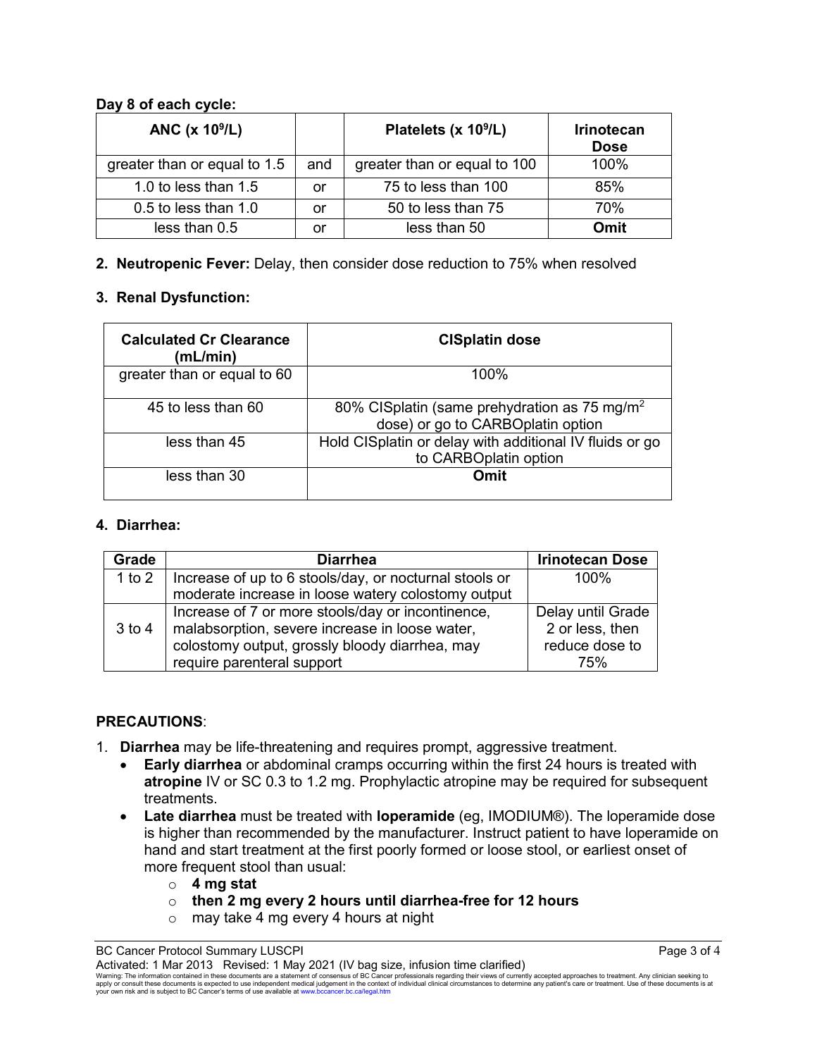**Day 8 of each cycle:**

| ANC (x $10^9$/L) | | Platelets (x $10^9$/L) | Irinotecan Dose |
|---|---|---|---|
| greater than or equal to 1.5 | and | greater than or equal to 100 | 100% |
| 1.0 to less than 1.5 | or | 75 to less than 100 | 85% |
| 0.5 to less than 1.0 | or | 50 to less than 75 | 70% |
| less than 0.5 | or | less than 50 | **Omit** |

2. **Neutropenic Fever:** Delay, then consider dose reduction to 75% when resolved

3. **Renal Dysfunction:**

| Calculated Cr Clearance (mL/min) | CISplatin dose |
|---|---|
| greater than or equal to 60 | 100% |
| 45 to less than 60 | 80% CISplatin (same prehydration as 75 mg/$m^2$ dose) or go to CARBOplatin option |
| less than 45 | Hold CISplatin or delay with additional IV fluids or go to CARBOplatin option |
| less than 30 | **Omit** |

4. **Diarrhea:**

| Grade | Diarrhea | Irinotecan Dose |
|---|---|---|
| 1 to 2 | Increase of up to 6 stools/day, or nocturnal stools or moderate increase in loose watery colostomy output | 100% |
| 3 to 4 | Increase of 7 or more stools/day or incontinence, malabsorption, severe increase in loose water, colostomy output, grossly bloody diarrhea, may require parenteral support | Delay until Grade 2 or less, then reduce dose to 75% |

**PRECAUTIONS**:

1. **Diarrhea** may be life-threatening and requires prompt, aggressive treatment.
   - **Early diarrhea** or abdominal cramps occurring within the first 24 hours is treated with **atropine** IV or SC 0.3 to 1.2 mg. Prophylactic atropine may be required for subsequent treatments.
   - **Late diarrhea** must be treated with **loperamide** (eg, IMODIUM®). The loperamide dose is higher than recommended by the manufacturer. Instruct patient to have loperamide on hand and start treatment at the first poorly formed or loose stool, or earliest onset of more frequent stool than usual:
     - **4 mg stat**
     - **then 2 mg every 2 hours until diarrhea-free for 12 hours**
     - may take 4 mg every 4 hours at night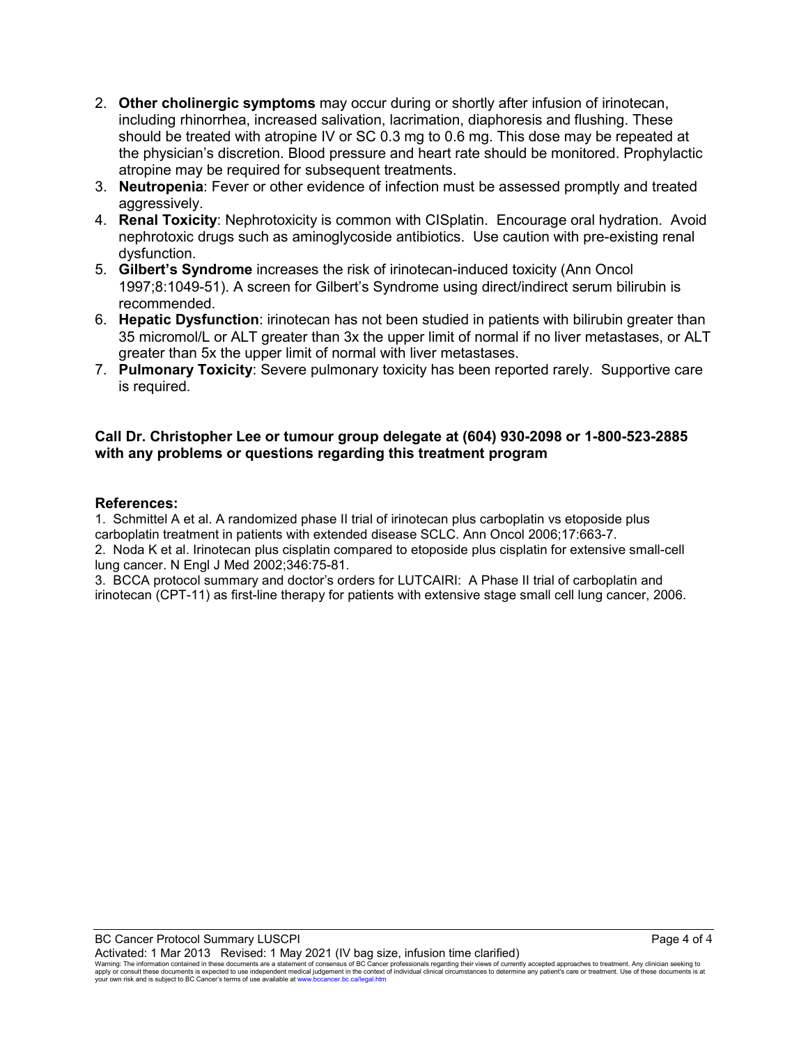2. **Other cholinergic symptoms** may occur during or shortly after infusion of irinotecan, including rhinorrhea, increased salivation, lacrimation, diaphoresis and flushing. These should be treated with atropine IV or SC 0.3 mg to 0.6 mg. This dose may be repeated at the physician's discretion. Blood pressure and heart rate should be monitored. Prophylactic atropine may be required for subsequent treatments.
3. **Neutropenia**: Fever or other evidence of infection must be assessed promptly and treated aggressively.
4. **Renal Toxicity**: Nephrotoxicity is common with CISplatin. Encourage oral hydration. Avoid nephrotoxic drugs such as aminoglycoside antibiotics. Use caution with pre-existing renal dysfunction.
5. **Gilbert's Syndrome** increases the risk of irinotecan-induced toxicity (Ann Oncol 1997;8:1049-51). A screen for Gilbert's Syndrome using direct/indirect serum bilirubin is recommended.
6. **Hepatic Dysfunction**: irinotecan has not been studied in patients with bilirubin greater than 35 micromol/L or ALT greater than 3x the upper limit of normal if no liver metastases, or ALT greater than 5x the upper limit of normal with liver metastases.
7. **Pulmonary Toxicity**: Severe pulmonary toxicity has been reported rarely. Supportive care is required.

**Call Dr. Christopher Lee or tumour group delegate at (604) 930-2098 or 1-800-523-2885 with any problems or questions regarding this treatment program**

### References:

1. Schmittel A et al. A randomized phase II trial of irinotecan plus carboplatin vs etoposide plus carboplatin treatment in patients with extended disease SCLC. Ann Oncol 2006;17:663-7.
2. Noda K et al. Irinotecan plus cisplatin compared to etoposide plus cisplatin for extensive small-cell lung cancer. N Engl J Med 2002;346:75-81.
3. BCCA protocol summary and doctor's orders for LUTCAIRI: A Phase II trial of carboplatin and irinotecan (CPT-11) as first-line therapy for patients with extensive stage small cell lung cancer, 2006.